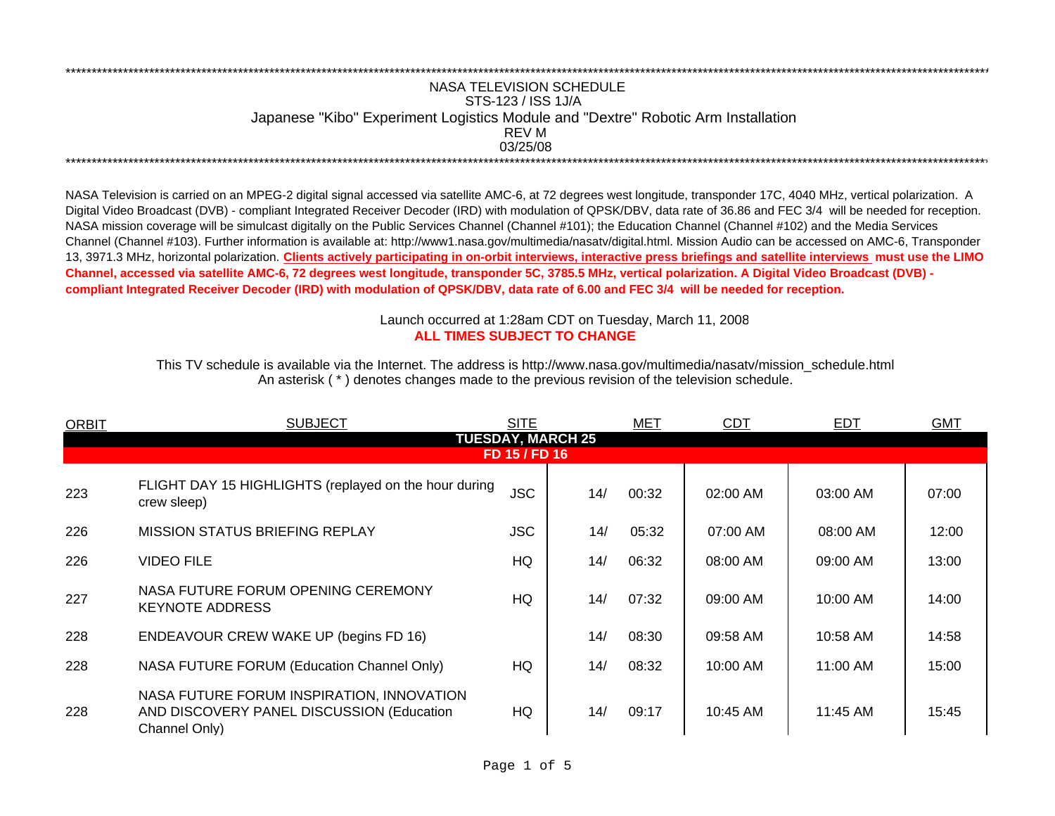\*\*\*\*\*\*\*\*\*\*\*\*\*\*\*\*\*\*\*\*\*\*\*\*\*\*\*\*\*\*\*\*\*\*\*\*\*\*\*\*\*\*\*\*\*\*\*\*\*\*\*\*\*\*\*\*\*\*\*\*\*\*\*\*\*\*\*\*\*\*\*\*\*\*\*\*\*\*

# NASA TELEVISION SCHEDULE

## STS-123 / ISS 1J/A

## Japanese "Kibo" Experiment Logistics Module and "Dextre" Robotic Arm Installation

REV M

03/25/08

\*\*\*\*\*\*\*\*\*\*\*\*\*\*\*\*\*\*\*\*\*\*\*\*\*\*\*\*\*\*\*\*\*\*\*\*\*\*\*\*\*\*\*\*\*\*\*\*\*\*\*\*\*\*\*\*\*\*\*\*\*\*\*\*\*\*\*\*\*\*\*\*\*\*\*\*\*\*

NASA Television is carried on an MPEG-2 digital signal accessed via satellite AMC-6, at 72 degrees west longitude, transponder 17C, 4040 MHz, vertical polarization. A Digital Video Broadcast (DVB) - compliant Integrated Receiver Decoder (IRD) with modulation of QPSK/DBV, data rate of 36.86 and FEC 3/4 will be needed for reception. NASA mission coverage will be simulcast digitally on the Public Services Channel (Channel #101); the Education Channel (Channel #102) and the Media Services Channel (Channel #103). Further information is available at: http://www1.nasa.gov/multimedia/nasatv/digital.html. Mission Audio can be accessed on AMC-6, Transponder 13, 3971.3 MHz, horizontal polarization. **Clients actively participating in on-orbit interviews, interactive press briefings and satellite interviews must use the LIMO Channel, accessed via satellite AMC-6, 72 degrees west longitude, transponder 5C, 3785.5 MHz, vertical polarization. A Digital Video Broadcast (DVB) - compliant Integrated Receiver Decoder (IRD) with modulation of QPSK/DBV, data rate of 6.00 and FEC 3/4 will be needed for reception.**

Launch occurred at 1:28am CDT on Tuesday, March 11, 2008

**ALL TIMES SUBJECT TO CHANGE**

This TV schedule is available via the Internet. The address is http://www.nasa.gov/multimedia/nasatv/mission_schedule.html
An asterisk ( * ) denotes changes made to the previous revision of the television schedule.

| ORBIT | SUBJECT | SITE | MET | | CDT | EDT | GMT |
|---|---|---|---|---|---|---|---|
| | **TUESDAY, MARCH 25** | | | | | | |
| | **FD 15 / FD 16** | | | | | | |
| 223 | FLIGHT DAY 15 HIGHLIGHTS (replayed on the hour during crew sleep) | JSC | 14/ | 00:32 | 02:00 AM | 03:00 AM | 07:00 |
| 226 | MISSION STATUS BRIEFING REPLAY | JSC | 14/ | 05:32 | 07:00 AM | 08:00 AM | 12:00 |
| 226 | VIDEO FILE | HQ | 14/ | 06:32 | 08:00 AM | 09:00 AM | 13:00 |
| 227 | NASA FUTURE FORUM OPENING CEREMONY KEYNOTE ADDRESS | HQ | 14/ | 07:32 | 09:00 AM | 10:00 AM | 14:00 |
| 228 | ENDEAVOUR CREW WAKE UP (begins FD 16) | | 14/ | 08:30 | 09:58 AM | 10:58 AM | 14:58 |
| 228 | NASA FUTURE FORUM (Education Channel Only) | HQ | 14/ | 08:32 | 10:00 AM | 11:00 AM | 15:00 |
| 228 | NASA FUTURE FORUM INSPIRATION, INNOVATION AND DISCOVERY PANEL DISCUSSION (Education Channel Only) | HQ | 14/ | 09:17 | 10:45 AM | 11:45 AM | 15:45 |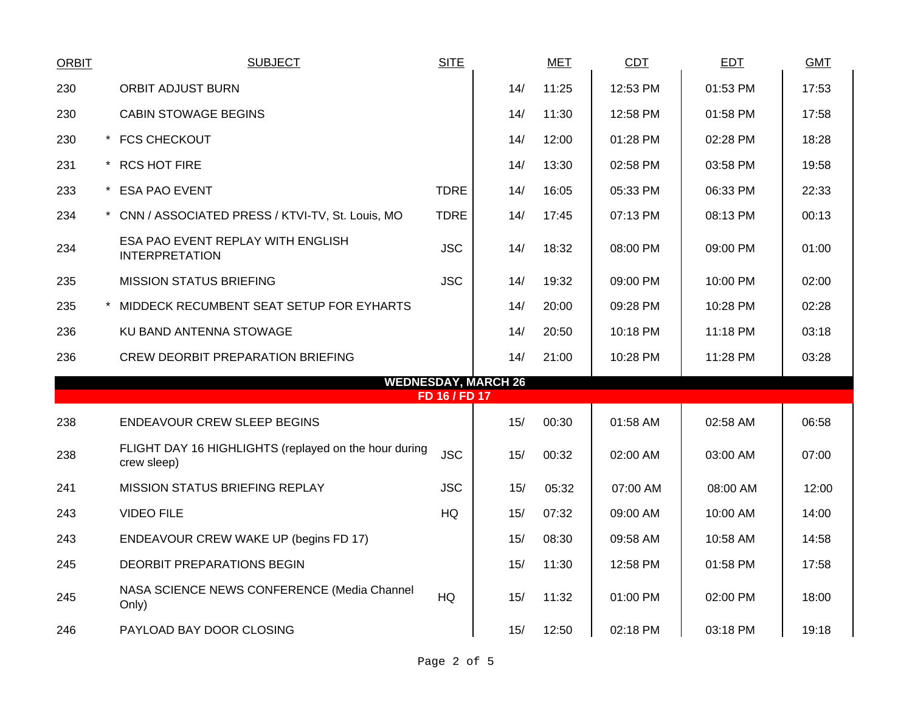| ORBIT | | SUBJECT | SITE | MET | | CDT | EDT | GMT |
|---|---|---|---|---|---|---|---|---|
| 230 | | ORBIT ADJUST BURN | | 14/ | 11:25 | 12:53 PM | 01:53 PM | 17:53 |
| 230 | | CABIN STOWAGE BEGINS | | 14/ | 11:30 | 12:58 PM | 01:58 PM | 17:58 |
| 230 | * | FCS CHECKOUT | | 14/ | 12:00 | 01:28 PM | 02:28 PM | 18:28 |
| 231 | * | RCS HOT FIRE | | 14/ | 13:30 | 02:58 PM | 03:58 PM | 19:58 |
| 233 | * | ESA PAO EVENT | TDRE | 14/ | 16:05 | 05:33 PM | 06:33 PM | 22:33 |
| 234 | * | CNN / ASSOCIATED PRESS / KTVI-TV, St. Louis, MO | TDRE | 14/ | 17:45 | 07:13 PM | 08:13 PM | 00:13 |
| 234 | | ESA PAO EVENT REPLAY WITH ENGLISH INTERPRETATION | JSC | 14/ | 18:32 | 08:00 PM | 09:00 PM | 01:00 |
| 235 | | MISSION STATUS BRIEFING | JSC | 14/ | 19:32 | 09:00 PM | 10:00 PM | 02:00 |
| 235 | * | MIDDECK RECUMBENT SEAT SETUP FOR EYHARTS | | 14/ | 20:00 | 09:28 PM | 10:28 PM | 02:28 |
| 236 | | KU BAND ANTENNA STOWAGE | | 14/ | 20:50 | 10:18 PM | 11:18 PM | 03:18 |
| 236 | | CREW DEORBIT PREPARATION BRIEFING | | 14/ | 21:00 | 10:28 PM | 11:28 PM | 03:28 |
| | | **WEDNESDAY, MARCH 26** | | | | | | |
| | | **FD 16 / FD 17** | | | | | | |
| 238 | | ENDEAVOUR CREW SLEEP BEGINS | | 15/ | 00:30 | 01:58 AM | 02:58 AM | 06:58 |
| 238 | | FLIGHT DAY 16 HIGHLIGHTS (replayed on the hour during crew sleep) | JSC | 15/ | 00:32 | 02:00 AM | 03:00 AM | 07:00 |
| 241 | | MISSION STATUS BRIEFING REPLAY | JSC | 15/ | 05:32 | 07:00 AM | 08:00 AM | 12:00 |
| 243 | | VIDEO FILE | HQ | 15/ | 07:32 | 09:00 AM | 10:00 AM | 14:00 |
| 243 | | ENDEAVOUR CREW WAKE UP (begins FD 17) | | 15/ | 08:30 | 09:58 AM | 10:58 AM | 14:58 |
| 245 | | DEORBIT PREPARATIONS BEGIN | | 15/ | 11:30 | 12:58 PM | 01:58 PM | 17:58 |
| 245 | | NASA SCIENCE NEWS CONFERENCE (Media Channel Only) | HQ | 15/ | 11:32 | 01:00 PM | 02:00 PM | 18:00 |
| 246 | | PAYLOAD BAY DOOR CLOSING | | 15/ | 12:50 | 02:18 PM | 03:18 PM | 19:18 |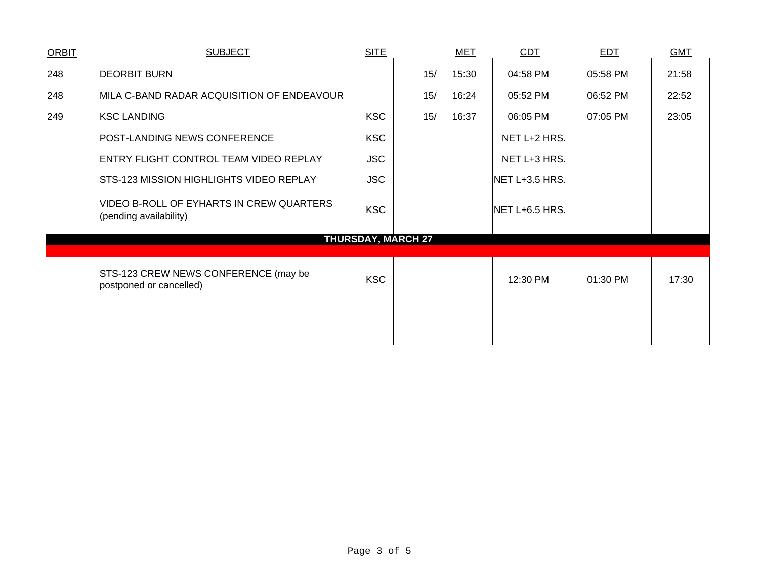| ORBIT | SUBJECT | SITE | | MET | CDT | EDT | GMT |
|---|---|---|---|---|---|---|---|
| 248 | DEORBIT BURN | | 15/ | 15:30 | 04:58 PM | 05:58 PM | 21:58 |
| 248 | MILA C-BAND RADAR ACQUISITION OF ENDEAVOUR | | 15/ | 16:24 | 05:52 PM | 06:52 PM | 22:52 |
| 249 | KSC LANDING | KSC | 15/ | 16:37 | 06:05 PM | 07:05 PM | 23:05 |
| | POST-LANDING NEWS CONFERENCE | KSC | | | NET L+2 HRS. | | |
| | ENTRY FLIGHT CONTROL TEAM VIDEO REPLAY | JSC | | | NET L+3 HRS. | | |
| | STS-123 MISSION HIGHLIGHTS VIDEO REPLAY | JSC | | | NET L+3.5 HRS. | | |
| | VIDEO B-ROLL OF EYHARTS IN CREW QUARTERS (pending availability) | KSC | | | NET L+6.5 HRS. | | |
| | **THURSDAY, MARCH 27** | | | | | | |
| | STS-123 CREW NEWS CONFERENCE (may be postponed or cancelled) | KSC | | | 12:30 PM | 01:30 PM | 17:30 |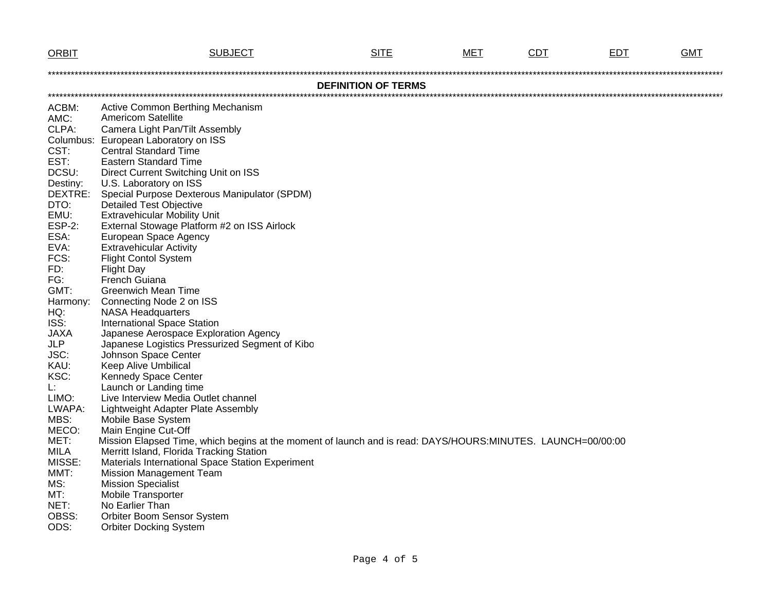| ORBIT | SUBJECT | SITE | MET | CDT | EDT | GMT |
|---|---|---|---|---|---|---|

## DEFINITION OF TERMS

ACBM: Active Common Berthing Mechanism
AMC: Americom Satellite
CLPA: Camera Light Pan/Tilt Assembly
Columbus: European Laboratory on ISS
CST: Central Standard Time
EST: Eastern Standard Time
DCSU: Direct Current Switching Unit on ISS
Destiny: U.S. Laboratory on ISS
DEXTRE: Special Purpose Dexterous Manipulator (SPDM)
DTO: Detailed Test Objective
EMU: Extravehicular Mobility Unit
ESP-2: External Stowage Platform #2 on ISS Airlock
ESA: European Space Agency
EVA: Extravehicular Activity
FCS: Flight Contol System
FD: Flight Day
FG: French Guiana
GMT: Greenwich Mean Time
Harmony: Connecting Node 2 on ISS
HQ: NASA Headquarters
ISS: International Space Station
JAXA Japanese Aerospace Exploration Agency
JLP Japanese Logistics Pressurized Segment of Kibo
JSC: Johnson Space Center
KAU: Keep Alive Umbilical
KSC: Kennedy Space Center
L: Launch or Landing time
LIMO: Live Interview Media Outlet channel
LWAPA: Lightweight Adapter Plate Assembly
MBS: Mobile Base System
MECO: Main Engine Cut-Off
MET: Mission Elapsed Time, which begins at the moment of launch and is read: DAYS/HOURS:MINUTES. LAUNCH=00/00:00
MILA Merritt Island, Florida Tracking Station
MISSE: Materials International Space Station Experiment
MMT: Mission Management Team
MS: Mission Specialist
MT: Mobile Transporter
NET: No Earlier Than
OBSS: Orbiter Boom Sensor System
ODS: Orbiter Docking System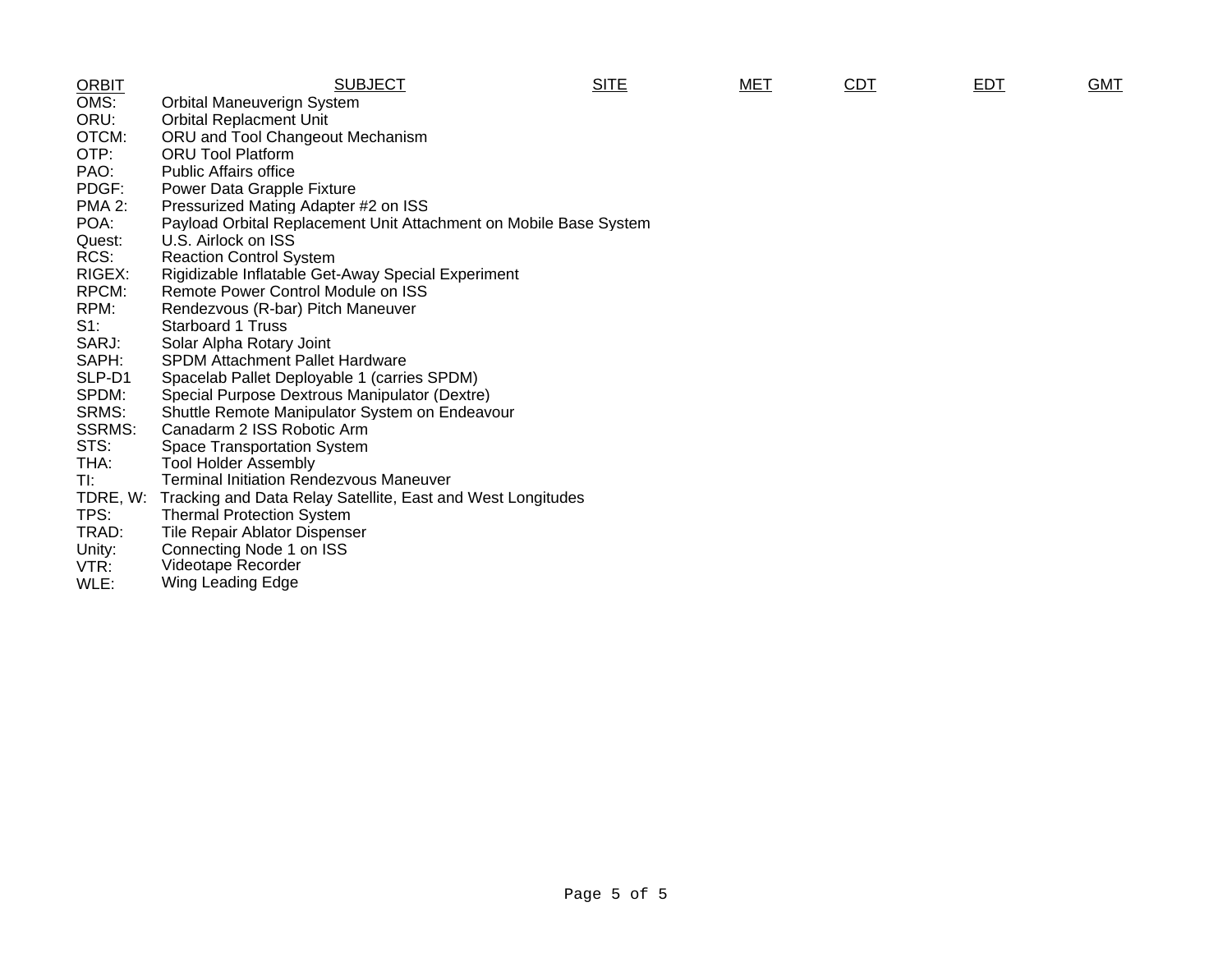| ORBIT | SUBJECT | SITE | MET | CDT | EDT | GMT |
|---|---|---|---|---|---|---|

OMS: Orbital Maneuverign System
ORU: Orbital Replacment Unit
OTCM: ORU and Tool Changeout Mechanism
OTP: ORU Tool Platform
PAO: Public Affairs office
PDGF: Power Data Grapple Fixture
PMA 2: Pressurized Mating Adapter #2 on ISS
POA: Payload Orbital Replacement Unit Attachment on Mobile Base System
Quest: U.S. Airlock on ISS
RCS: Reaction Control System
RIGEX: Rigidizable Inflatable Get-Away Special Experiment
RPCM: Remote Power Control Module on ISS
RPM: Rendezvous (R-bar) Pitch Maneuver
S1: Starboard 1 Truss
SARJ: Solar Alpha Rotary Joint
SAPH: SPDM Attachment Pallet Hardware
SLP-D1 Spacelab Pallet Deployable 1 (carries SPDM)
SPDM: Special Purpose Dextrous Manipulator (Dextre)
SRMS: Shuttle Remote Manipulator System on Endeavour
SSRMS: Canadarm 2 ISS Robotic Arm
STS: Space Transportation System
THA: Tool Holder Assembly
TI: Terminal Initiation Rendezvous Maneuver
TDRE, W: Tracking and Data Relay Satellite, East and West Longitudes
TPS: Thermal Protection System
TRAD: Tile Repair Ablator Dispenser
Unity: Connecting Node 1 on ISS
VTR: Videotape Recorder
WLE: Wing Leading Edge